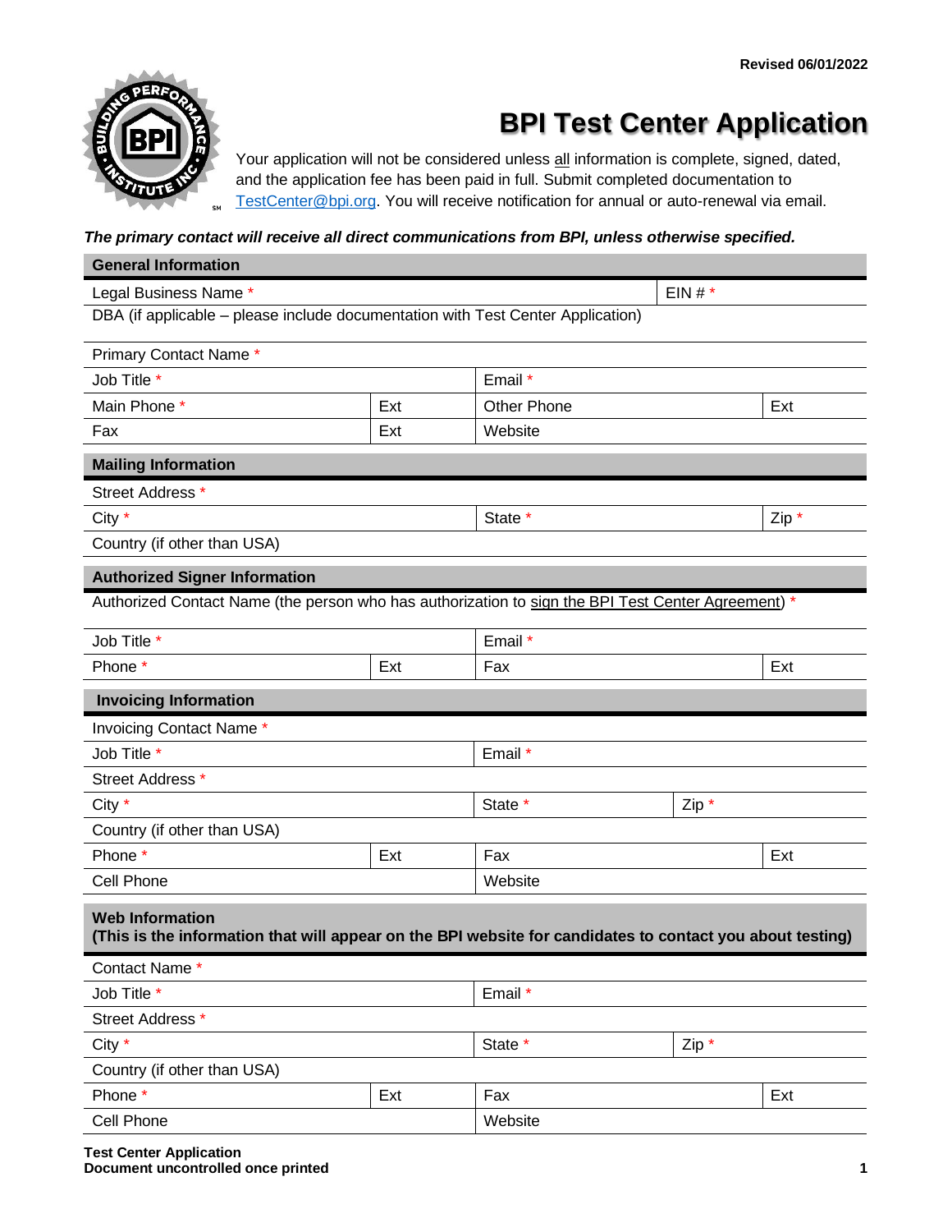Revised 06/01/2022

# BPI Test Center Application

Your application will not be considered unless all information is complete, signed, dated, and the application fee has been paid in full. Submit completed documentation to TestCenter@bpi.org. You will receive notification for annual or auto-renewal via email.

***The primary contact will receive all direct communications from BPI, unless otherwise specified.***

## General Information

| | | | |
|---|---|---|---|
| Legal Business Name * | | | EIN # * |
| DBA (if applicable – please include documentation with Test Center Application) | | | |
| Primary Contact Name * | | | |
| Job Title * | | Email * | |
| Main Phone * | Ext | Other Phone | Ext |
| Fax | Ext | Website | |

## Mailing Information

| | | |
|---|---|---|
| Street Address * | | |
| City * | State * | Zip * |
| Country (if other than USA) | | |

## Authorized Signer Information

| | | | |
|---|---|---|---|
| Authorized Contact Name (the person who has authorization to sign the BPI Test Center Agreement) * | | | |
| Job Title * | | Email * | |
| Phone * | Ext | Fax | Ext |

## Invoicing Information

| | | | |
|---|---|---|---|
| Invoicing Contact Name * | | | |
| Job Title * | | Email * | |
| Street Address * | | | |
| City * | | State * | Zip * |
| Country (if other than USA) | | | |
| Phone * | Ext | Fax | Ext |
| Cell Phone | | Website | |

## Web Information
**(This is the information that will appear on the BPI website for candidates to contact you about testing)**

| | | | |
|---|---|---|---|
| Contact Name * | | | |
| Job Title * | | Email * | |
| Street Address * | | | |
| City * | | State * | Zip * |
| Country (if other than USA) | | | |
| Phone * | Ext | Fax | Ext |
| Cell Phone | | Website | |

**Test Center Application**
**Document uncontrolled once printed**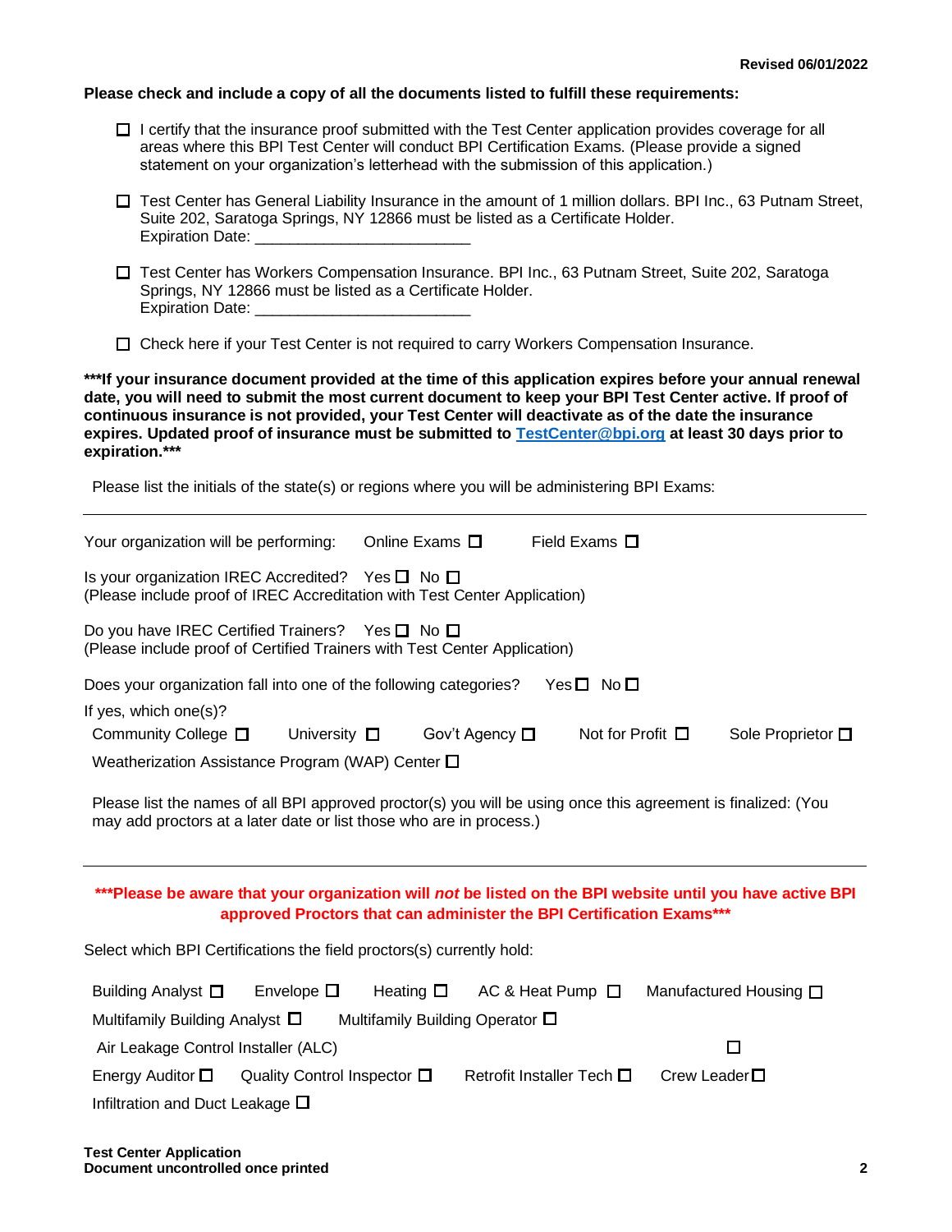**Please check and include a copy of all the documents listed to fulfill these requirements:**

- ☐ I certify that the insurance proof submitted with the Test Center application provides coverage for all areas where this BPI Test Center will conduct BPI Certification Exams. (Please provide a signed statement on your organization's letterhead with the submission of this application.)

- ☐ Test Center has General Liability Insurance in the amount of 1 million dollars. BPI Inc., 63 Putnam Street, Suite 202, Saratoga Springs, NY 12866 must be listed as a Certificate Holder.
  Expiration Date: _________________________

- ☐ Test Center has Workers Compensation Insurance. BPI Inc., 63 Putnam Street, Suite 202, Saratoga Springs, NY 12866 must be listed as a Certificate Holder.
  Expiration Date: _________________________

- ☐ Check here if your Test Center is not required to carry Workers Compensation Insurance.

**\*\*\*If your insurance document provided at the time of this application expires before your annual renewal date, you will need to submit the most current document to keep your BPI Test Center active. If proof of continuous insurance is not provided, your Test Center will deactivate as of the date the insurance expires. Updated proof of insurance must be submitted to [TestCenter@bpi.org](mailto:TestCenter@bpi.org) at least 30 days prior to expiration.\*\*\***

Please list the initials of the state(s) or regions where you will be administering BPI Exams:

---

Your organization will be performing: Online Exams ☐ Field Exams ☐

Is your organization IREC Accredited? Yes ☐ No ☐
(Please include proof of IREC Accreditation with Test Center Application)

Do you have IREC Certified Trainers? Yes ☐ No ☐
(Please include proof of Certified Trainers with Test Center Application)

Does your organization fall into one of the following categories? Yes ☐ No ☐

If yes, which one(s)?

Community College ☐ University ☐ Gov't Agency ☐ Not for Profit ☐ Sole Proprietor ☐

Weatherization Assistance Program (WAP) Center ☐

Please list the names of all BPI approved proctor(s) you will be using once this agreement is finalized: (You may add proctors at a later date or list those who are in process.)

---

**\*\*\*Please be aware that your organization will *not* be listed on the BPI website until you have active BPI approved Proctors that can administer the BPI Certification Exams\*\*\***

Select which BPI Certifications the field proctors(s) currently hold:

Building Analyst ☐ Envelope ☐ Heating ☐ AC & Heat Pump ☐ Manufactured Housing ☐

Multifamily Building Analyst ☐ Multifamily Building Operator ☐

Air Leakage Control Installer (ALC) ☐

Energy Auditor ☐ Quality Control Inspector ☐ Retrofit Installer Tech ☐ Crew Leader ☐

Infiltration and Duct Leakage ☐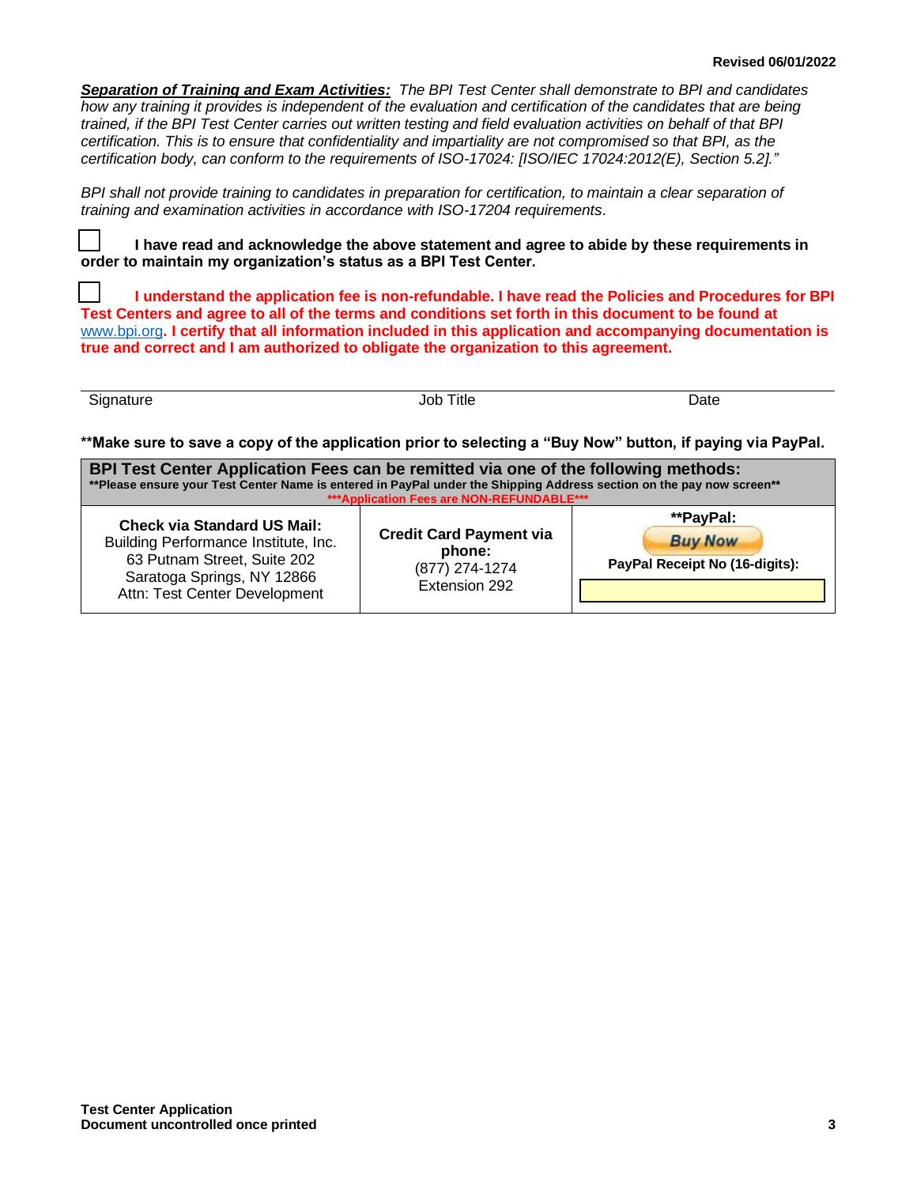***Separation of Training and Exam Activities:*** *The BPI Test Center shall demonstrate to BPI and candidates how any training it provides is independent of the evaluation and certification of the candidates that are being trained, if the BPI Test Center carries out written testing and field evaluation activities on behalf of that BPI certification. This is to ensure that confidentiality and impartiality are not compromised so that BPI, as the certification body, can conform to the requirements of ISO-17024: [ISO/IEC 17024:2012(E), Section 5.2]."*

*BPI shall not provide training to candidates in preparation for certification, to maintain a clear separation of training and examination activities in accordance with ISO-17204 requirements.*

☐ **I have read and acknowledge the above statement and agree to abide by these requirements in order to maintain my organization's status as a BPI Test Center.**

☐ **I understand the application fee is non-refundable. I have read the Policies and Procedures for BPI Test Centers and agree to all of the terms and conditions set forth in this document to be found at** www.bpi.org**. I certify that all information included in this application and accompanying documentation is true and correct and I am authorized to obligate the organization to this agreement.**

| Signature | Job Title | Date |
|---|---|---|
| | | |

**\*\*Make sure to save a copy of the application prior to selecting a "Buy Now" button, if paying via PayPal.**

| **BPI Test Center Application Fees can be remitted via one of the following methods:**<br>**\*\*Please ensure your Test Center Name is entered in PayPal under the Shipping Address section on the pay now screen\*\***<br>**\*\*\*Application Fees are NON-REFUNDABLE\*\*\*** | | |
|---|---|---|
| **Check via Standard US Mail:**<br>Building Performance Institute, Inc.<br>63 Putnam Street, Suite 202<br>Saratoga Springs, NY 12866<br>Attn: Test Center Development | **Credit Card Payment via phone:**<br>(877) 274-1274<br>Extension 292 | **\*\*PayPal:**<br>Buy Now<br>**PayPal Receipt No (16-digits):** |

**Test Center Application**
**Document uncontrolled once printed**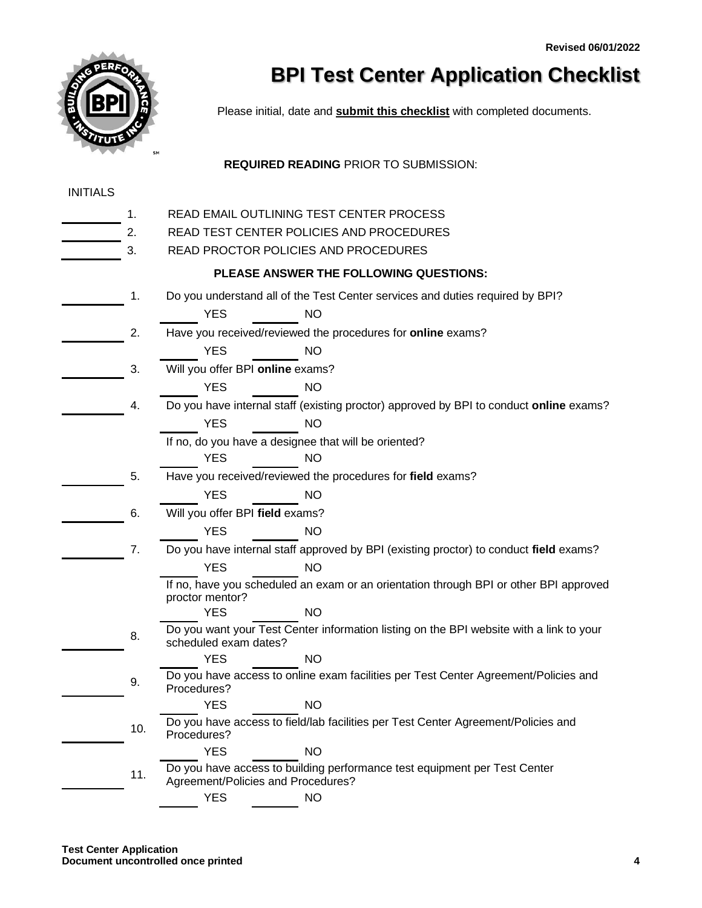Revised 06/01/2022

# BPI Test Center Application Checklist

Please initial, date and **submit this checklist** with completed documents.

**REQUIRED READING** PRIOR TO SUBMISSION:

INITIALS

_________ 1. READ EMAIL OUTLINING TEST CENTER PROCESS

_________ 2. READ TEST CENTER POLICIES AND PROCEDURES

_________ 3. READ PROCTOR POLICIES AND PROCEDURES

**PLEASE ANSWER THE FOLLOWING QUESTIONS:**

_________ 1. Do you understand all of the Test Center services and duties required by BPI?

_____ YES _____ NO

_________ 2. Have you received/reviewed the procedures for **online** exams?

_____ YES _____ NO

_________ 3. Will you offer BPI **online** exams?

_____ YES _____ NO

_________ 4. Do you have internal staff (existing proctor) approved by BPI to conduct **online** exams?

_____ YES _____ NO

If no, do you have a designee that will be oriented?

_____ YES _____ NO

_________ 5. Have you received/reviewed the procedures for **field** exams?

_____ YES _____ NO

_________ 6. Will you offer BPI **field** exams?

_____ YES _____ NO

_________ 7. Do you have internal staff approved by BPI (existing proctor) to conduct **field** exams?

_____ YES _____ NO

If no, have you scheduled an exam or an orientation through BPI or other BPI approved proctor mentor?

_____ YES _____ NO

_________ 8. Do you want your Test Center information listing on the BPI website with a link to your scheduled exam dates?

_____ YES _____ NO

_________ 9. Do you have access to online exam facilities per Test Center Agreement/Policies and Procedures?

_____ YES _____ NO

_________ 10. Do you have access to field/lab facilities per Test Center Agreement/Policies and Procedures?

_____ YES _____ NO

_________ 11. Do you have access to building performance test equipment per Test Center Agreement/Policies and Procedures?

_____ YES _____ NO

**Test Center Application**
**Document uncontrolled once printed**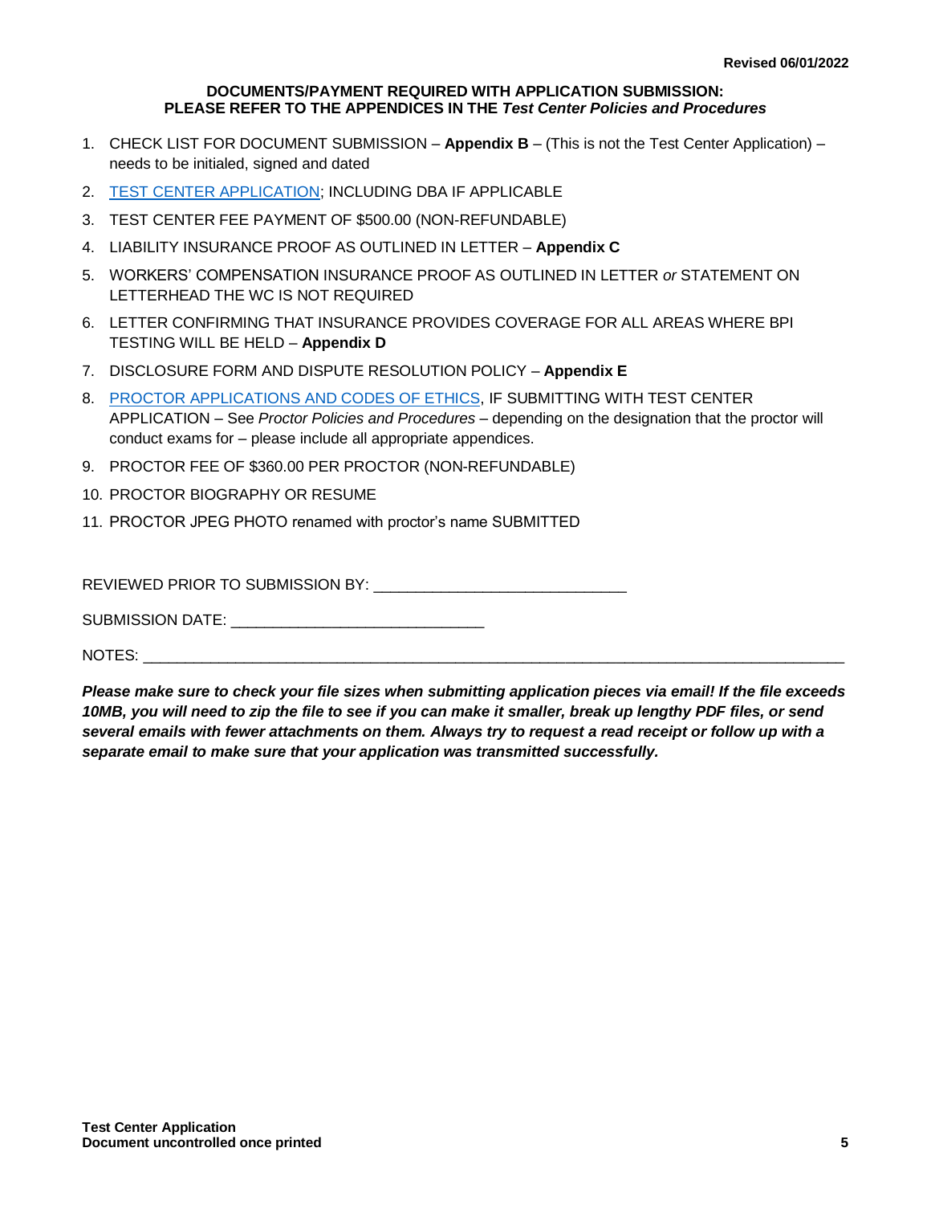Revised 06/01/2022

**DOCUMENTS/PAYMENT REQUIRED WITH APPLICATION SUBMISSION:**
**PLEASE REFER TO THE APPENDICES IN THE *Test Center Policies and Procedures***

1. CHECK LIST FOR DOCUMENT SUBMISSION – **Appendix B** – (This is not the Test Center Application) – needs to be initialed, signed and dated
2. TEST CENTER APPLICATION; INCLUDING DBA IF APPLICABLE
3. TEST CENTER FEE PAYMENT OF $500.00 (NON-REFUNDABLE)
4. LIABILITY INSURANCE PROOF AS OUTLINED IN LETTER – **Appendix C**
5. WORKERS' COMPENSATION INSURANCE PROOF AS OUTLINED IN LETTER *or* STATEMENT ON LETTERHEAD THE WC IS NOT REQUIRED
6. LETTER CONFIRMING THAT INSURANCE PROVIDES COVERAGE FOR ALL AREAS WHERE BPI TESTING WILL BE HELD – **Appendix D**
7. DISCLOSURE FORM AND DISPUTE RESOLUTION POLICY – **Appendix E**
8. PROCTOR APPLICATIONS AND CODES OF ETHICS, IF SUBMITTING WITH TEST CENTER APPLICATION – See *Proctor Policies and Procedures* – depending on the designation that the proctor will conduct exams for – please include all appropriate appendices.
9. PROCTOR FEE OF $360.00 PER PROCTOR (NON-REFUNDABLE)
10. PROCTOR BIOGRAPHY OR RESUME
11. PROCTOR JPEG PHOTO renamed with proctor's name SUBMITTED

REVIEWED PRIOR TO SUBMISSION BY: ______________________________

SUBMISSION DATE: ______________________________

NOTES: ________________________________________________________________________________________

***Please make sure to check your file sizes when submitting application pieces via email! If the file exceeds 10MB, you will need to zip the file to see if you can make it smaller, break up lengthy PDF files, or send several emails with fewer attachments on them. Always try to request a read receipt or follow up with a separate email to make sure that your application was transmitted successfully.***

**Test Center Application**
**Document uncontrolled once printed**